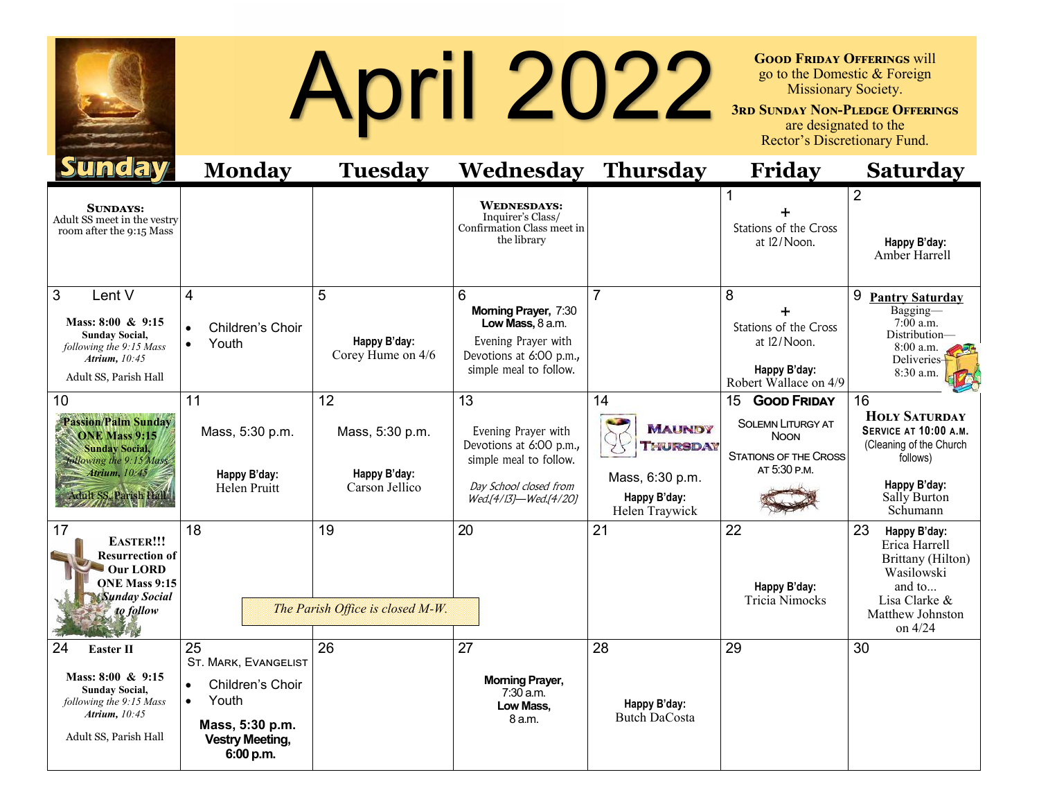# April 2022

**Good Friday Offerings** will go to the Domestic & Foreign Missionary Society.

**3rd Sunday Non-Pledge Offerings** are designated to the Rector's Discretionary Fund.

| Sunday | Monday | Tuesday | Wednesday | Thursday | Friday | Saturday |
|---|---|---|---|---|---|---|
| **Sundays:** Adult SS meet in the vestry room after the 9:15 Mass | | | **Wednesdays:** Inquirer's Class/ Confirmation Class meet in the library | | 1 + Stations of the Cross at 12/Noon. | 2 **Happy B'day:** Amber Harrell |
| 3 Lent V **Mass: 8:00 & 9:15** **Sunday Social,** *following the 9:15 Mass* ***Atrium,*** *10:45* Adult SS, Parish Hall | 4 • Children's Choir • Youth | 5 **Happy B'day:** Corey Hume on 4/6 | 6 **Morning Prayer,** 7:30 **Low Mass,** 8 a.m. Evening Prayer with Devotions at 6:00 p.m., simple meal to follow. | 7 | 8 + Stations of the Cross at 12/Noon. **Happy B'day:** Robert Wallace on 4/9 | 9 **Pantry Saturday** Bagging—7:00 a.m. Distribution—8:00 a.m. Deliveries—8:30 a.m. |
| 10 **Passion/Palm Sunday** **ONE Mass 9:15** **Sunday Social,** *following the 9:15 Mass* ***Atrium,*** *10:45* Adult SS, Parish Hall | 11 Mass, 5:30 p.m. **Happy B'day:** Helen Pruitt | 12 Mass, 5:30 p.m. **Happy B'day:** Carson Jellico | 13 Evening Prayer with Devotions at 6:00 p.m., simple meal to follow. *Day School closed from Wed.(4/13)—Wed.(4/20)* | 14 **Maundy Thursday** Mass, 6:30 p.m. **Happy B'day:** Helen Traywick | 15 **Good Friday** Solemn Liturgy at Noon Stations of the Cross at 5:30 p.m. | 16 **Holy Saturday** **Service at 10:00 a.m.** (Cleaning of the Church follows) **Happy B'day:** Sally Burton Schumann |
| 17 **Easter!!!** **Resurrection of Our LORD** **ONE Mass 9:15** ***Sunday Social to follow*** | 18 *The Parish Office is closed M-W.* | 19 | 20 | 21 | 22 **Happy B'day:** Tricia Nimocks | 23 **Happy B'day:** Erica Harrell Brittany (Hilton) Wasilowski and to... Lisa Clarke & Matthew Johnston on 4/24 |
| 24 **Easter II** **Mass: 8:00 & 9:15** **Sunday Social,** *following the 9:15 Mass* ***Atrium,*** *10:45* Adult SS, Parish Hall | 25 St. Mark, Evangelist • Children's Choir • Youth **Mass, 5:30 p.m.** **Vestry Meeting, 6:00 p.m.** | 26 | 27 **Morning Prayer,** 7:30 a.m. **Low Mass,** 8 a.m. | 28 **Happy B'day:** Butch DaCosta | 29 | 30 |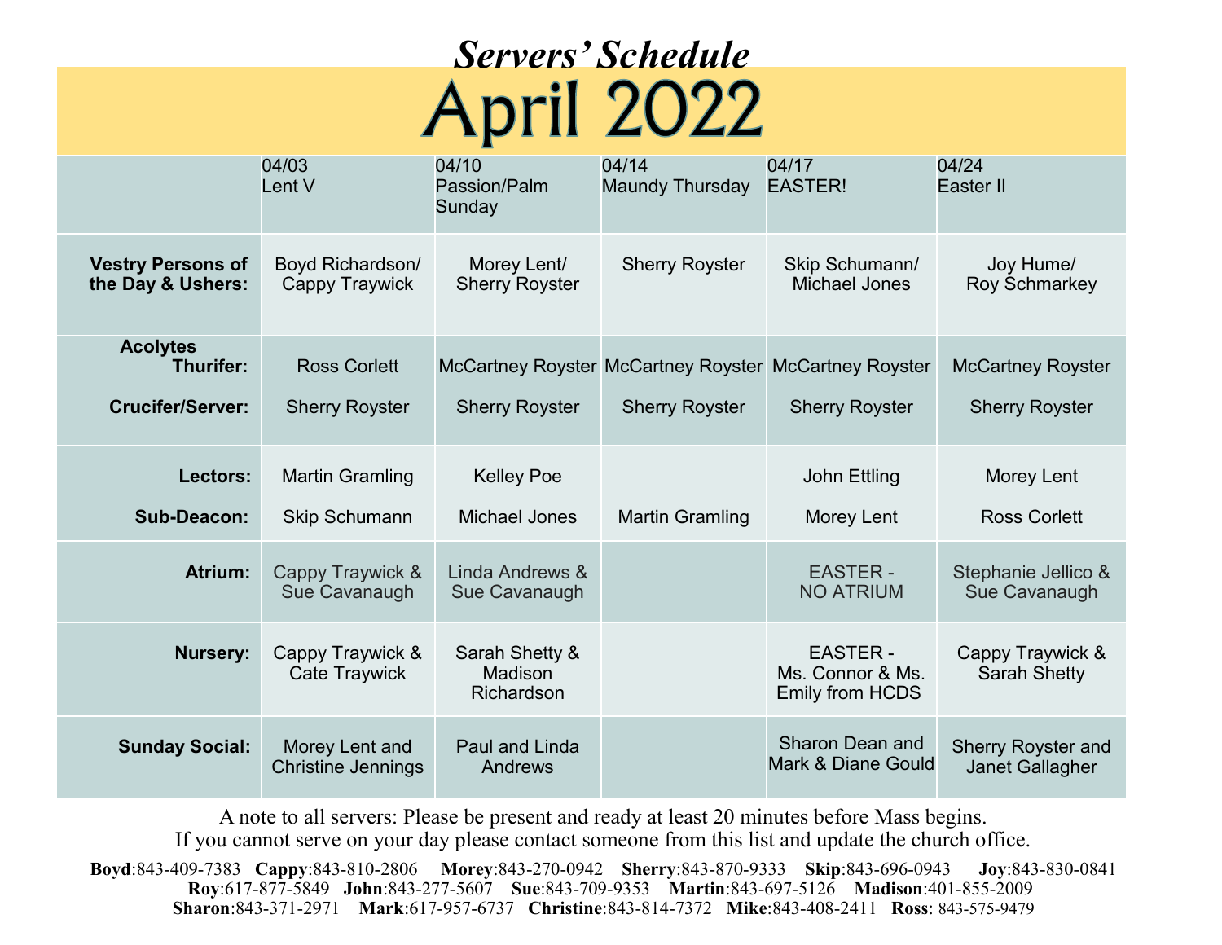# *Servers' Schedule*

# April 2022

| | 04/03 Lent V | 04/10 Passion/Palm Sunday | 04/14 Maundy Thursday | 04/17 EASTER! | 04/24 Easter II |
|---|---|---|---|---|---|
| **Vestry Persons of the Day & Ushers:** | Boyd Richardson/ Cappy Traywick | Morey Lent/ Sherry Royster | Sherry Royster | Skip Schumann/ Michael Jones | Joy Hume/ Roy Schmarkey |
| **Acolytes Thurifer:** | Ross Corlett | McCartney Royster | McCartney Royster | McCartney Royster | McCartney Royster |
| **Crucifer/Server:** | Sherry Royster | Sherry Royster | Sherry Royster | Sherry Royster | Sherry Royster |
| **Lectors:** | Martin Gramling | Kelley Poe | | John Ettling | Morey Lent |
| **Sub-Deacon:** | Skip Schumann | Michael Jones | Martin Gramling | Morey Lent | Ross Corlett |
| **Atrium:** | Cappy Traywick & Sue Cavanaugh | Linda Andrews & Sue Cavanaugh | | EASTER - NO ATRIUM | Stephanie Jellico & Sue Cavanaugh |
| **Nursery:** | Cappy Traywick & Cate Traywick | Sarah Shetty & Madison Richardson | | EASTER - Ms. Connor & Ms. Emily from HCDS | Cappy Traywick & Sarah Shetty |
| **Sunday Social:** | Morey Lent and Christine Jennings | Paul and Linda Andrews | | Sharon Dean and Mark & Diane Gould | Sherry Royster and Janet Gallagher |

A note to all servers: Please be present and ready at least 20 minutes before Mass begins.
If you cannot serve on your day please contact someone from this list and update the church office.

**Boyd**:843-409-7383 **Cappy**:843-810-2806 **Morey**:843-270-0942 **Sherry**:843-870-9333 **Skip**:843-696-0943 **Joy**:843-830-0841
**Roy**:617-877-5849 **John**:843-277-5607 **Sue**:843-709-9353 **Martin**:843-697-5126 **Madison**:401-855-2009
**Sharon**:843-371-2971 **Mark**:617-957-6737 **Christine**:843-814-7372 **Mike**:843-408-2411 **Ross**: 843-575-9479